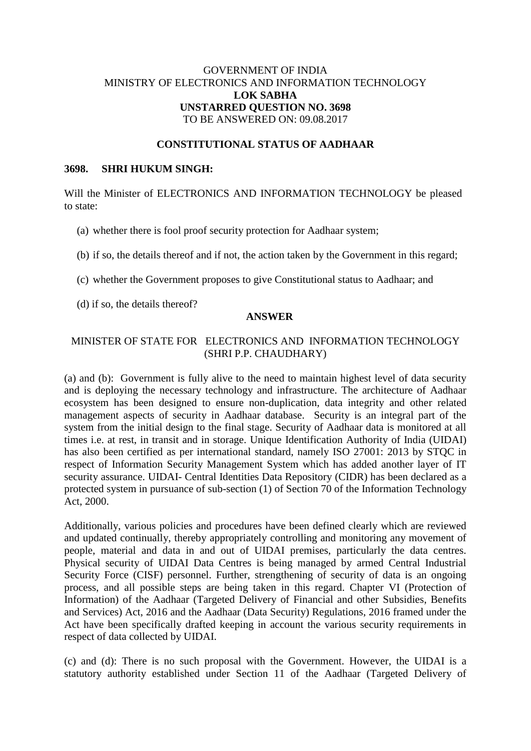GOVERNMENT OF INDIA
MINISTRY OF ELECTRONICS AND INFORMATION TECHNOLOGY
**LOK SABHA**
**UNSTARRED QUESTION NO. 3698**
TO BE ANSWERED ON: 09.08.2017

## CONSTITUTIONAL STATUS OF AADHAAR

**3698. SHRI HUKUM SINGH:**

Will the Minister of ELECTRONICS AND INFORMATION TECHNOLOGY be pleased to state:

(a) whether there is fool proof security protection for Aadhaar system;

(b) if so, the details thereof and if not, the action taken by the Government in this regard;

(c) whether the Government proposes to give Constitutional status to Aadhaar; and

(d) if so, the details thereof?

**ANSWER**

MINISTER OF STATE FOR ELECTRONICS AND INFORMATION TECHNOLOGY
(SHRI P.P. CHAUDHARY)

(a) and (b): Government is fully alive to the need to maintain highest level of data security and is deploying the necessary technology and infrastructure. The architecture of Aadhaar ecosystem has been designed to ensure non-duplication, data integrity and other related management aspects of security in Aadhaar database. Security is an integral part of the system from the initial design to the final stage. Security of Aadhaar data is monitored at all times i.e. at rest, in transit and in storage. Unique Identification Authority of India (UIDAI) has also been certified as per international standard, namely ISO 27001: 2013 by STQC in respect of Information Security Management System which has added another layer of IT security assurance. UIDAI- Central Identities Data Repository (CIDR) has been declared as a protected system in pursuance of sub-section (1) of Section 70 of the Information Technology Act, 2000.

Additionally, various policies and procedures have been defined clearly which are reviewed and updated continually, thereby appropriately controlling and monitoring any movement of people, material and data in and out of UIDAI premises, particularly the data centres. Physical security of UIDAI Data Centres is being managed by armed Central Industrial Security Force (CISF) personnel. Further, strengthening of security of data is an ongoing process, and all possible steps are being taken in this regard. Chapter VI (Protection of Information) of the Aadhaar (Targeted Delivery of Financial and other Subsidies, Benefits and Services) Act, 2016 and the Aadhaar (Data Security) Regulations, 2016 framed under the Act have been specifically drafted keeping in account the various security requirements in respect of data collected by UIDAI.

(c) and (d): There is no such proposal with the Government. However, the UIDAI is a statutory authority established under Section 11 of the Aadhaar (Targeted Delivery of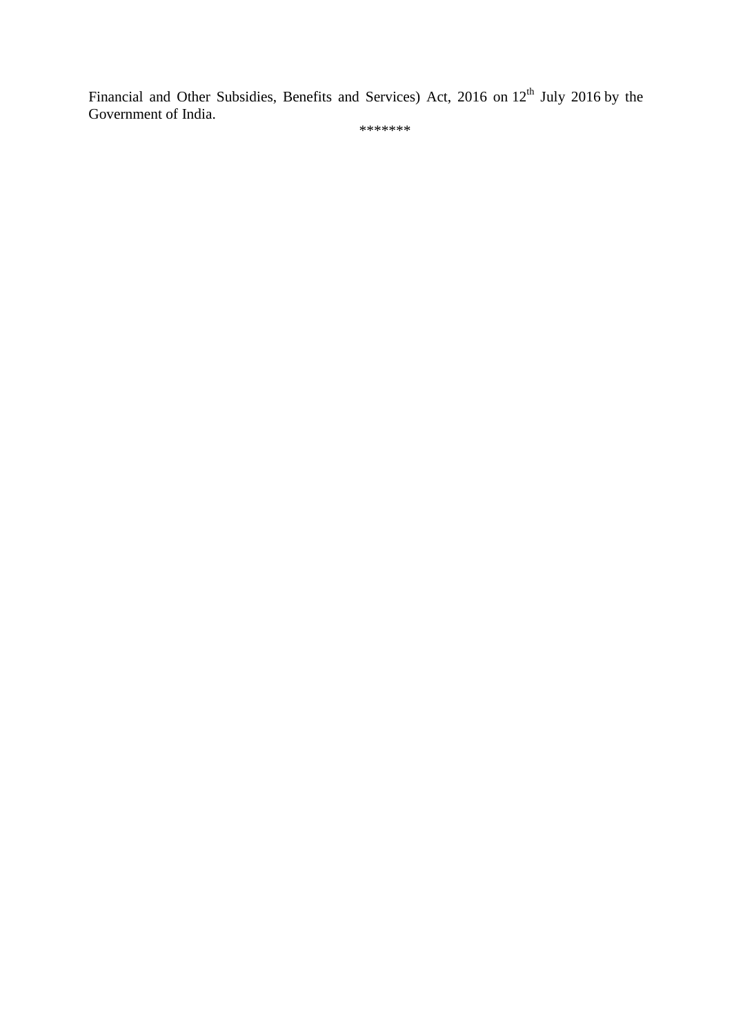Financial and Other Subsidies, Benefits and Services) Act, 2016 on 12th July 2016 by the Government of India.

*******